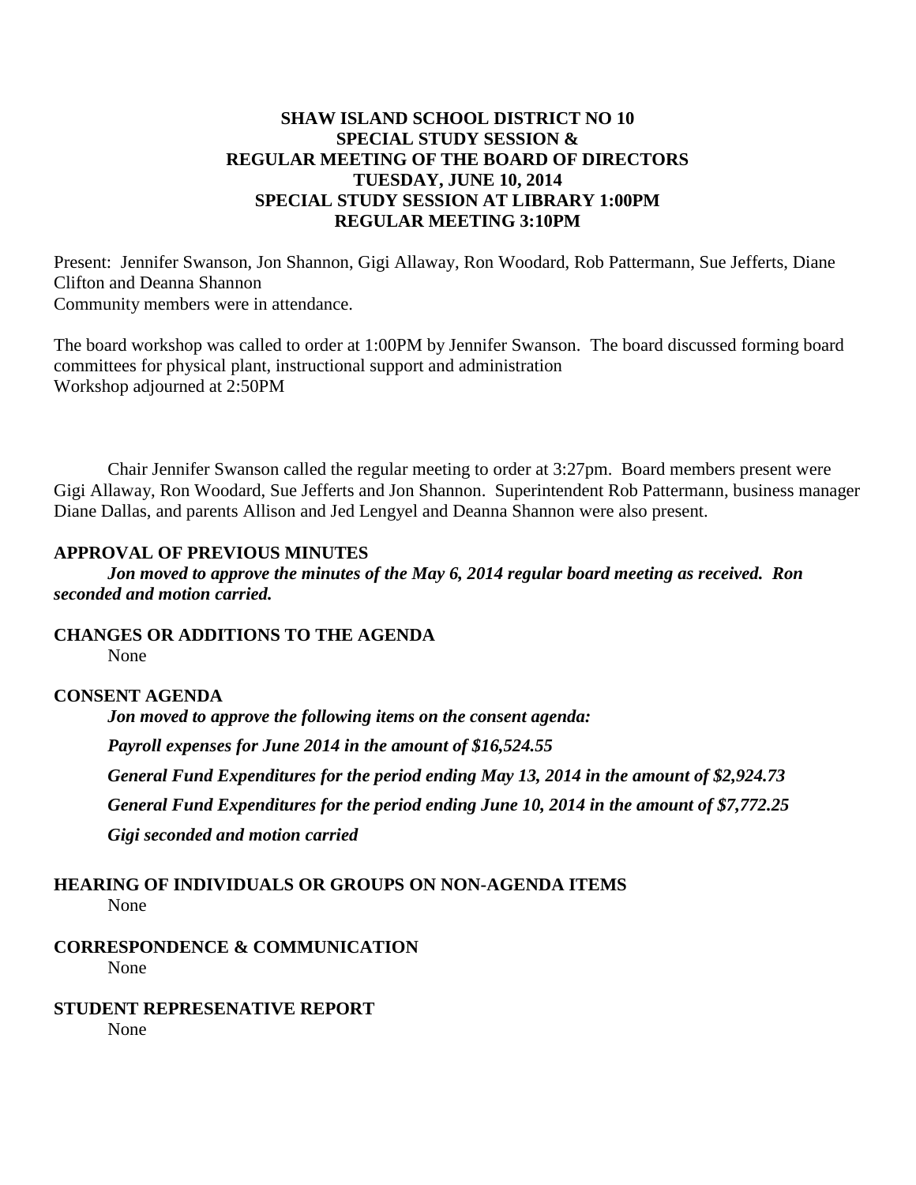**SHAW ISLAND SCHOOL DISTRICT NO 10**
**SPECIAL STUDY SESSION &**
**REGULAR MEETING OF THE BOARD OF DIRECTORS**
**TUESDAY, JUNE 10, 2014**
**SPECIAL STUDY SESSION AT LIBRARY 1:00PM**
**REGULAR MEETING 3:10PM**

Present: Jennifer Swanson, Jon Shannon, Gigi Allaway, Ron Woodard, Rob Pattermann, Sue Jefferts, Diane Clifton and Deanna Shannon
Community members were in attendance.

The board workshop was called to order at 1:00PM by Jennifer Swanson. The board discussed forming board committees for physical plant, instructional support and administration
Workshop adjourned at 2:50PM

Chair Jennifer Swanson called the regular meeting to order at 3:27pm. Board members present were Gigi Allaway, Ron Woodard, Sue Jefferts and Jon Shannon. Superintendent Rob Pattermann, business manager Diane Dallas, and parents Allison and Jed Lengyel and Deanna Shannon were also present.

**APPROVAL OF PREVIOUS MINUTES**

***Jon moved to approve the minutes of the May 6, 2014 regular board meeting as received. Ron seconded and motion carried.***

**CHANGES OR ADDITIONS TO THE AGENDA**

None

**CONSENT AGENDA**

***Jon moved to approve the following items on the consent agenda:***

***Payroll expenses for June 2014 in the amount of $16,524.55***

***General Fund Expenditures for the period ending May 13, 2014 in the amount of $2,924.73***

***General Fund Expenditures for the period ending June 10, 2014 in the amount of $7,772.25***

***Gigi seconded and motion carried***

**HEARING OF INDIVIDUALS OR GROUPS ON NON-AGENDA ITEMS**

None

**CORRESPONDENCE & COMMUNICATION**

None

**STUDENT REPRESENATIVE REPORT**

None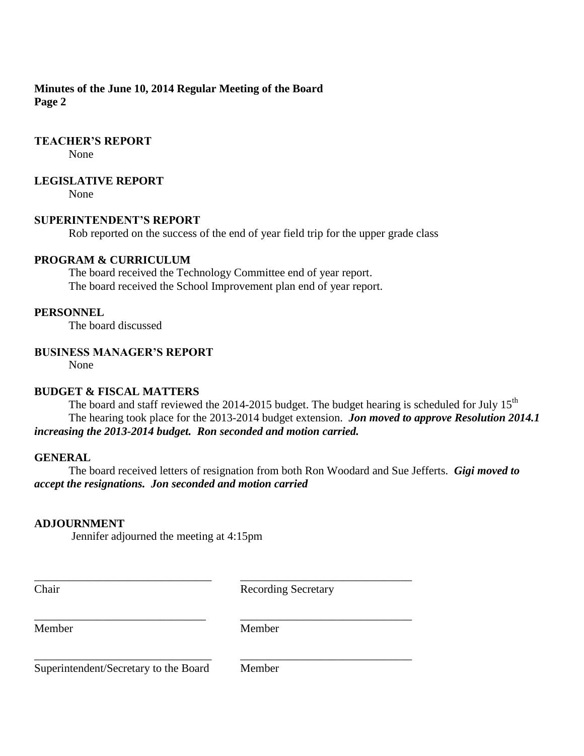**Minutes of the June 10, 2014 Regular Meeting of the Board**
**Page 2**

**TEACHER'S REPORT**

None

**LEGISLATIVE REPORT**

None

**SUPERINTENDENT'S REPORT**

Rob reported on the success of the end of year field trip for the upper grade class

**PROGRAM & CURRICULUM**

The board received the Technology Committee end of year report.
The board received the School Improvement plan end of year report.

**PERSONNEL**

The board discussed

**BUSINESS MANAGER'S REPORT**

None

**BUDGET & FISCAL MATTERS**

The board and staff reviewed the 2014-2015 budget. The budget hearing is scheduled for July 15th
The hearing took place for the 2013-2014 budget extension. ***Jon moved to approve Resolution 2014.1 increasing the 2013-2014 budget. Ron seconded and motion carried.***

**GENERAL**

The board received letters of resignation from both Ron Woodard and Sue Jefferts. ***Gigi moved to accept the resignations. Jon seconded and motion carried***

**ADJOURNMENT**

Jennifer adjourned the meeting at 4:15pm

| | |
|---|---|
| _______________________________ | _______________________________ |
| Chair | Recording Secretary |
| _______________________________ | _______________________________ |
| Member | Member |
| _______________________________ | _______________________________ |
| Superintendent/Secretary to the Board | Member |